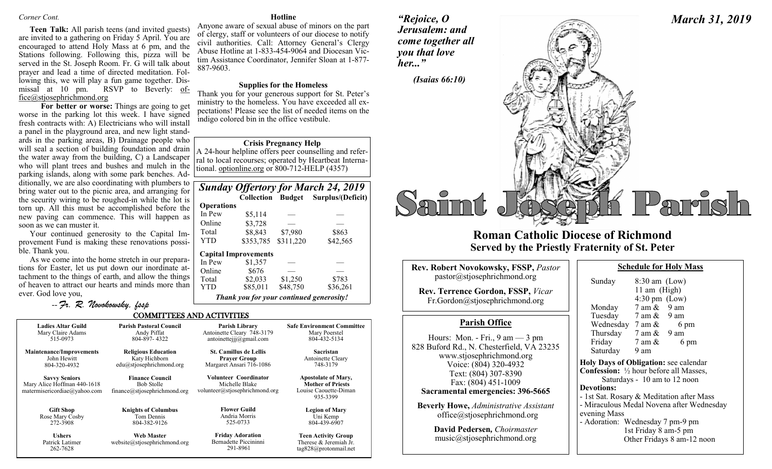*Corner Cont.*

**Teen Talk:** All parish teens (and invited guests) are invited to a gathering on Friday 5 April. You are encouraged to attend Holy Mass at 6 pm, and the Stations following. Following this, pizza will be served in the St. Joseph Room. Fr. G will talk about prayer and lead a time of directed meditation. Following this, we will play a fun game together. Dismissal at 10 pm. RSVP to Beverly: office@stjosephrichmond.org

**For better or worse:** Things are going to get worse in the parking lot this week. I have signed fresh contracts with: A) Electricians who will install a panel in the playground area, and new light standards in the parking areas, B) Drainage people who will seal a section of building foundation and drain the water away from the building, C) a Landscaper who will plant trees and bushes and mulch in the parking islands, along with some park benches. Additionally, we are also coordinating with plumbers to bring water out to the picnic area, and arranging for the security wiring to be roughed-in while the lot is torn up. All this must be accomplished before the new paving can commence. This will happen as soon as we can muster it.

Your continued generosity to the Capital Improvement Fund is making these renovations possible. Thank you.

As we come into the home stretch in our preparations for Easter, let us put down our inordinate attachment to the things of earth, and allow the things of heaven to attract our hearts and minds more than ever. God love you,

*--Fr. R. Novokowsky, fssp*

### Hotline

Anyone aware of sexual abuse of minors on the part of clergy, staff or volunteers of our diocese to notify civil authorities. Call: Attorney General's Clergy Abuse Hotline at 1-833-454-9064 and Diocesan Victim Assistance Coordinator, Jennifer Sloan at 1-877-887-9603.

### Supplies for the Homeless

Thank you for your generous support for St. Peter's ministry to the homeless. You have exceeded all expectations! Please see the list of needed items on the indigo colored bin in the office vestibule.

### Crisis Pregnancy Help

A 24-hour helpline offers peer counselling and referral to local recourses; operated by Heartbeat International. optionline.org or 800-712-HELP (4357)

### *Sunday Offertory for March 24, 2019*

| | Collection | Budget | Surplus/(Deficit) |
|---|---|---|---|
| **Operations** | | | |
| In Pew | $5,114 | — | — |
| Online | $3,728 | — | — |
| Total | $8,843 | $7,980 | $863 |
| YTD | $353,785 | $311,220 | $42,565 |
| **Capital Improvements** | | | |
| In Pew | $1,357 | — | — |
| Online | $676 | — | — |
| Total | $2,033 | $1,250 | $783 |
| YTD | $85,011 | $48,750 | $36,261 |

***Thank you for your continued generosity!***

## COMMITTEES AND ACTIVITIES

| | | | |
|---|---|---|---|
| **Ladies Altar Guild**<br>Mary Claire Adams<br>515-0973 | **Parish Pastoral Council**<br>Andy Piffat<br>804-897- 4322 | **Parish Library**<br>Antoinette Cleary 748-3179<br>antoinettejjj@gmail.com | **Safe Environment Committee**<br>Mary Poerstel<br>804-432-5134 |
| **Maintenance/Improvements**<br>John Hewitt<br>804-320-4932 | **Religious Education**<br>Katy Hichborn<br>edu@stjosephrichmond.org | **St. Camillus de Lellis Prayer Group**<br>Margaret Ansari 716-1086 | **Sacristan**<br>Antoinette Cleary<br>748-3179 |
| **Savvy Seniors**<br>Mary Alice Hoffman 440-1618<br>matermisericordiae@yahoo.com | **Finance Council**<br>Bob Stolle<br>finance@stjosephrichmond.org | **Volunteer Coordinator**<br>Michelle Blake<br>volunteer@stjosephrichmond.org | **Apostolate of Mary, Mother of Priests**<br>Louise Caouette-Diman<br>935-3399 |
| **Gift Shop**<br>Rose Mary Cosby<br>272-3908 | **Knights of Columbus**<br>Tom Dennis<br>804-382-9126 | **Flower Guild**<br>Andria Morris<br>525-0733 | **Legion of Mary**<br>Uni Kemp<br>804-439-6907 |
| **Ushers**<br>Patrick Latimer<br>262-7628 | **Web Master**<br>website@stjosephrichmond.org | **Friday Adoration**<br>Bernadette Piccininni<br>291-8961 | **Teen Activity Group**<br>Therese & Jeremiah Jr.<br>tag828@protonmail.net |

*"Rejoice, O Jerusalem: and come together all you that love her..."*

*(Isaias 66:10)*

*March 31, 2019*

# Saint Joseph Parish

## Roman Catholic Diocese of Richmond
## Served by the Priestly Fraternity of St. Peter

**Rev. Robert Novokowsky, FSSP,** *Pastor*
pastor@stjosephrichmond.org

**Rev. Terrence Gordon, FSSP,** *Vicar*
Fr.Gordon@stjosephrichmond.org

### Parish Office

Hours: Mon. - Fri., 9 am — 3 pm
828 Buford Rd., N. Chesterfield, VA 23235
www.stjosephrichmond.org
Voice: (804) 320-4932
Text: (804) 307-8390
Fax: (804) 451-1009
**Sacramental emergencies: 396-5665**

**Beverly Howe,** *Administrative Assistant*
office@stjosephrichmond.org

**David Pedersen,** *Choirmaster*
music@stjosephrichmond.org

### Schedule for Holy Mass

| | |
|---|---|
| Sunday | 8:30 am (Low)<br>11 am (High)<br>4:30 pm (Low) |
| Monday | 7 am & 9 am |
| Tuesday | 7 am & 9 am |
| Wednesday | 7 am & 6 pm |
| Thursday | 7 am & 9 am |
| Friday | 7 am & 6 pm |
| Saturday | 9 am |

**Holy Days of Obligation:** see calendar
**Confession:** ½ hour before all Masses, Saturdays - 10 am to 12 noon
**Devotions:**
- 1st Sat. Rosary & Meditation after Mass
- Miraculous Medal Novena after Wednesday evening Mass
- Adoration: Wednesday 7 pm-9 pm
  1st Friday 8 am-5 pm
  Other Fridays 8 am-12 noon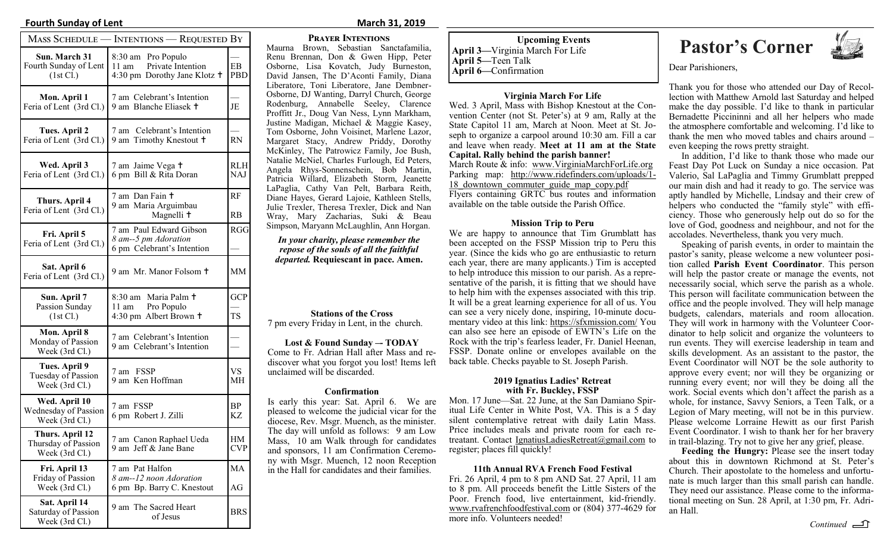## Mass Schedule — Intentions — Requested By

| | | |
|---|---|---|
| **Sun. March 31** Fourth Sunday of Lent (1st Cl.) | 8:30 am Pro Populo<br>11 am Private Intention<br>4:30 pm Dorothy Jane Klotz ✝ | —<br>EB<br>PBD |
| **Mon. April 1** Feria of Lent (3rd Cl.) | 7 am Celebrant's Intention<br>9 am Blanche Eliasek ✝ | —<br>JE |
| **Tues. April 2** Feria of Lent (3rd Cl.) | 7 am Celebrant's Intention<br>9 am Timothy Knestout ✝ | —<br>RN |
| **Wed. April 3** Feria of Lent (3rd Cl.) | 7 am Jaime Vega ✝<br>6 pm Bill & Rita Doran | RLH<br>NAJ |
| **Thurs. April 4** Feria of Lent (3rd Cl.) | 7 am Dan Fain ✝<br>9 am Maria Arguimbau Magnelli ✝ | RF<br>RB |
| **Fri. April 5** Feria of Lent (3rd Cl.) | 7 am Paul Edward Gibson<br>*8 am--5 pm Adoration*<br>6 pm Celebrant's Intention | RGG<br><br>— |
| **Sat. April 6** Feria of Lent (3rd Cl.) | 9 am Mr. Manor Folsom ✝ | MM |
| **Sun. April 7** Passion Sunday (1st Cl.) | 8:30 am Maria Palm ✝<br>11 am Pro Populo<br>4:30 pm Albert Brown ✝ | GCP<br>—<br>TS |
| **Mon. April 8** Monday of Passion Week (3rd Cl.) | 7 am Celebrant's Intention<br>9 am Celebrant's Intention | —<br>— |
| **Tues. April 9** Tuesday of Passion Week (3rd Cl.) | 7 am FSSP<br>9 am Ken Hoffman | VS<br>MH |
| **Wed. April 10** Wednesday of Passion Week (3rd Cl.) | 7 am FSSP<br>6 pm Robert J. Zilli | BP<br>KZ |
| **Thurs. April 12** Thursday of Passion Week (3rd Cl.) | 7 am Canon Raphael Ueda<br>9 am Jeff & Jane Bane | HM<br>CVP |
| **Fri. April 13** Friday of Passion Week (3rd Cl.) | 7 am Pat Halfon<br>*8 am--12 noon Adoration*<br>6 pm Bp. Barry C. Knestout | MA<br><br>AG |
| **Sat. April 14** Saturday of Passion Week (3rd Cl.) | 9 am The Sacred Heart of Jesus | BRS |

### Prayer Intentions

Maurna Brown, Sebastian Sanctafamilia, Renu Brennan, Don & Gwen Hipp, Peter Osborne, Lisa Kovatch, Judy Burneston, David Jansen, The D'Aconti Family, Diana Liberatore, Toni Liberatore, Jane Dembner-Osborne, DJ Wanting, Darryl Church, George Rodenburg, Annabelle Seeley, Clarence Proffitt Jr., Doug Van Ness, Lynn Markham, Justine Madigan, Michael & Maggie Kasey, Tom Osborne, John Voisinet, Marlene Lazor, Margaret Stacy, Andrew Priddy, Dorothy McKinley, The Patrowicz Family, Joe Bush, Natalie McNiel, Charles Furlough, Ed Peters, Angela Rhys-Sonnenschein, Bob Martin, Patricia Willard, Elizabeth Storm, Jeanette LaPaglia, Cathy Van Pelt, Barbara Reith, Diane Hayes, Gerard Lajoie, Kathleen Stells, Julie Trexler, Theresa Trexler, Dick and Nan Wray, Mary Zacharias, Suki & Beau Simpson, Maryann McLaughlin, Ann Horgan.

***In your charity, please remember the repose of the souls of all the faithful departed.* Requiescant in pace. Amen.**

### Stations of the Cross

7 pm every Friday in Lent, in the church.

### Lost & Found Sunday -– TODAY

Come to Fr. Adrian Hall after Mass and rediscover what you forgot you lost! Items left unclaimed will be discarded.

### Confirmation

Is early this year: Sat. April 6. We are pleased to welcome the judicial vicar for the diocese, Rev. Msgr. Muench, as the minister. The day will unfold as follows: 9 am Low Mass, 10 am Walk through for candidates and sponsors, 11 am Confirmation Ceremony with Msgr. Muench, 12 noon Reception in the Hall for candidates and their families.

### Upcoming Events

**April 3**—Virginia March For Life
**April 5**—Teen Talk
**April 6**—Confirmation

### Virginia March For Life

Wed. 3 April, Mass with Bishop Knestout at the Convention Center (not St. Peter's) at 9 am, Rally at the State Capitol 11 am, March at Noon. Meet at St. Joseph to organize a carpool around 10:30 am. Fill a car and leave when ready. **Meet at 11 am at the State Capital. Rally behind the parish banner!**
March Route & info: www.VirginiaMarchForLife.org
Parking map: http://www.ridefinders.com/uploads/1-18_downtown_commuter_guide_map_copy.pdf
Flyers containing GRTC bus routes and information available on the table outside the Parish Office.

### Mission Trip to Peru

We are happy to announce that Tim Grumblatt has been accepted on the FSSP Mission trip to Peru this year. (Since the kids who go are enthusiastic to return each year, there are many applicants.) Tim is accepted to help introduce this mission to our parish. As a representative of the parish, it is fitting that we should have to help him with the expenses associated with this trip. It will be a great learning experience for all of us. You can see a very nicely done, inspiring, 10-minute documentary video at this link: https://sfxmission.com/ You can also see here an episode of EWTN's Life on the Rock with the trip's fearless leader, Fr. Daniel Heenan, FSSP. Donate online or envelopes available on the back table. Checks payable to St. Joseph Parish.

### 2019 Ignatius Ladies' Retreat with Fr. Buckley, FSSP

Mon. 17 June—Sat. 22 June, at the San Damiano Spiritual Life Center in White Post, VA. This is a 5 day silent contemplative retreat with daily Latin Mass. Price includes meals and private room for each retreatant. Contact IgnatiusLadiesRetreat@gmail.com to register; places fill quickly!

### 11th Annual RVA French Food Festival

Fri. 26 April, 4 pm to 8 pm AND Sat. 27 April, 11 am to 8 pm. All proceeds benefit the Little Sisters of the Poor. French food, live entertainment, kid-friendly. www.rvafrenchfoodfestival.com or (804) 377-4629 for more info. Volunteers needed!

# Pastor's Corner

Dear Parishioners,

Thank you for those who attended our Day of Recollection with Matthew Arnold last Saturday and helped make the day possible. I'd like to thank in particular Bernadette Piccininni and all her helpers who made the atmosphere comfortable and welcoming. I'd like to thank the men who moved tables and chairs around – even keeping the rows pretty straight.

In addition, I'd like to thank those who made our Feast Day Pot Luck on Sunday a nice occasion. Pat Valerio, Sal LaPaglia and Timmy Grumblatt prepped our main dish and had it ready to go. The service was aptly handled by Michelle, Lindsay and their crew of helpers who conducted the "family style" with efficiency. Those who generously help out do so for the love of God, goodness and neighbour, and not for the accolades. Nevertheless, thank you very much.

Speaking of parish events, in order to maintain the pastor's sanity, please welcome a new volunteer position called **Parish Event Coordinator**. This person will help the pastor create or manage the events, not necessarily social, which serve the parish as a whole. This person will facilitate communication between the office and the people involved. They will help manage budgets, calendars, materials and room allocation. They will work in harmony with the Volunteer Coordinator to help solicit and organize the volunteers to run events. They will exercise leadership in team and skills development. As an assistant to the pastor, the Event Coordinator will NOT be the sole authority to approve every event; nor will they be organizing or running every event; nor will they be doing all the work. Social events which don't affect the parish as a whole, for instance, Savvy Seniors, a Teen Talk, or a Legion of Mary meeting, will not be in this purview. Please welcome Lorraine Hewitt as our first Parish Event Coordinator. I wish to thank her for her bravery in trail-blazing. Try not to give her any grief, please.

**Feeding the Hungry:** Please see the insert today about this in downtown Richmond at St. Peter's Church. Their apostolate to the homeless and unfortunate is much larger than this small parish can handle. They need our assistance. Please come to the informational meeting on Sun. 28 April, at 1:30 pm, Fr. Adrian Hall.

*Continued*